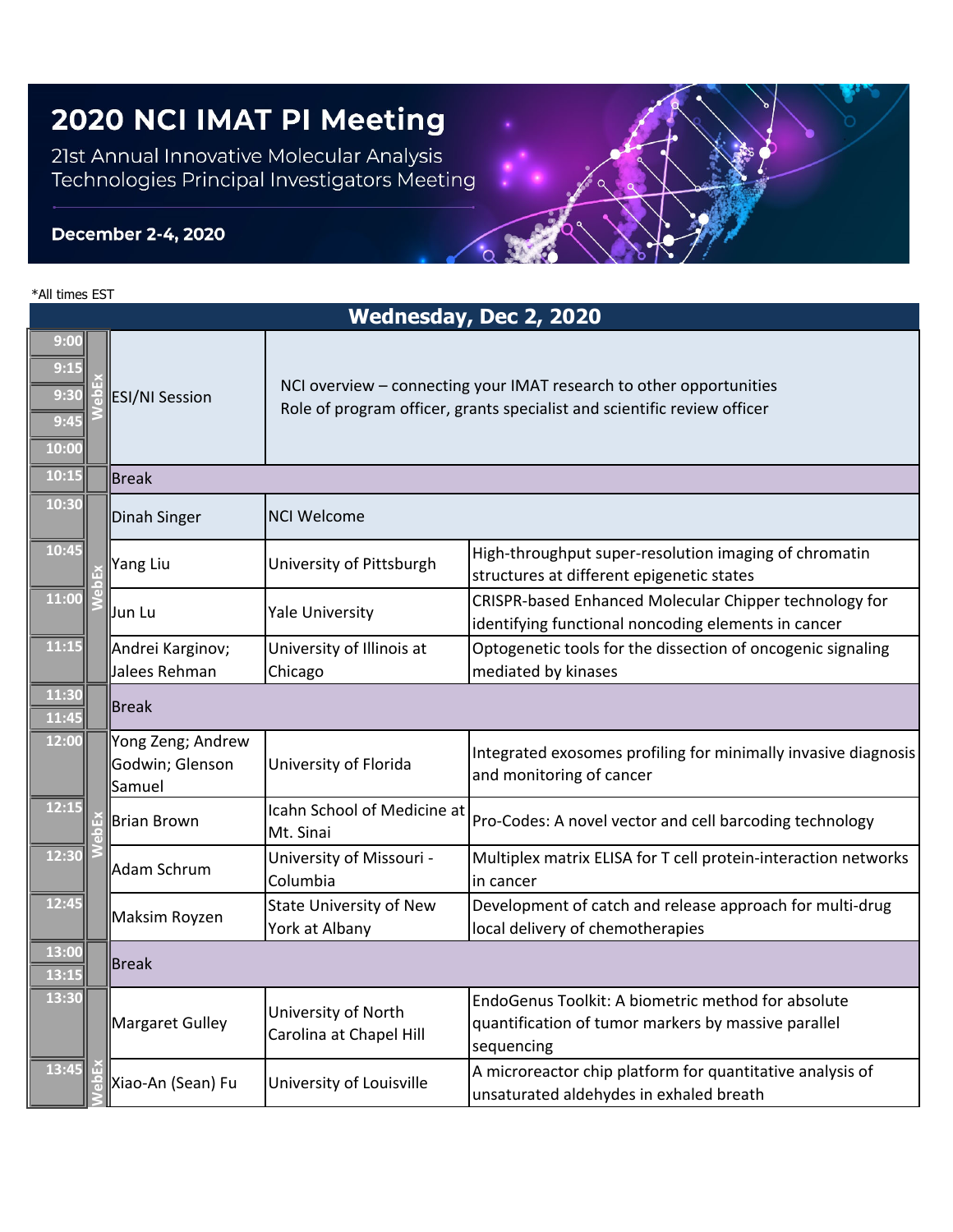# 2020 NCI IMAT PI Meeting

21st Annual Innovative Molecular Analysis Technologies Principal Investigators Meeting

**December 2-4, 2020**

*All times EST

## Wednesday, Dec 2, 2020

| Time | | Speaker | Institution | Title |
|---|---|---|---|---|
| 9:00 | WebEx | ESI/NI Session | NCI overview – connecting your IMAT research to other opportunities<br>Role of program officer, grants specialist and scientific review officer | |
| 9:15 | | | | |
| 9:30 | | | | |
| 9:45 | | | | |
| 10:00 | | | | |
| 10:15 | | Break | | |
| 10:30 | WebEx | Dinah Singer | NCI Welcome | |
| 10:45 | | Yang Liu | University of Pittsburgh | High-throughput super-resolution imaging of chromatin structures at different epigenetic states |
| 11:00 | | Jun Lu | Yale University | CRISPR-based Enhanced Molecular Chipper technology for identifying functional noncoding elements in cancer |
| 11:15 | | Andrei Karginov; Jalees Rehman | University of Illinois at Chicago | Optogenetic tools for the dissection of oncogenic signaling mediated by kinases |
| 11:30 | | Break | | |
| 11:45 | | | | |
| 12:00 | WebEx | Yong Zeng; Andrew Godwin; Glenson Samuel | University of Florida | Integrated exosomes profiling for minimally invasive diagnosis and monitoring of cancer |
| 12:15 | | Brian Brown | Icahn School of Medicine at Mt. Sinai | Pro-Codes: A novel vector and cell barcoding technology |
| 12:30 | | Adam Schrum | University of Missouri - Columbia | Multiplex matrix ELISA for T cell protein-interaction networks in cancer |
| 12:45 | | Maksim Royzen | State University of New York at Albany | Development of catch and release approach for multi-drug local delivery of chemotherapies |
| 13:00 | | Break | | |
| 13:15 | | | | |
| 13:30 | WebEx | Margaret Gulley | University of North Carolina at Chapel Hill | EndoGenus Toolkit: A biometric method for absolute quantification of tumor markers by massive parallel sequencing |
| 13:45 | | Xiao-An (Sean) Fu | University of Louisville | A microreactor chip platform for quantitative analysis of unsaturated aldehydes in exhaled breath |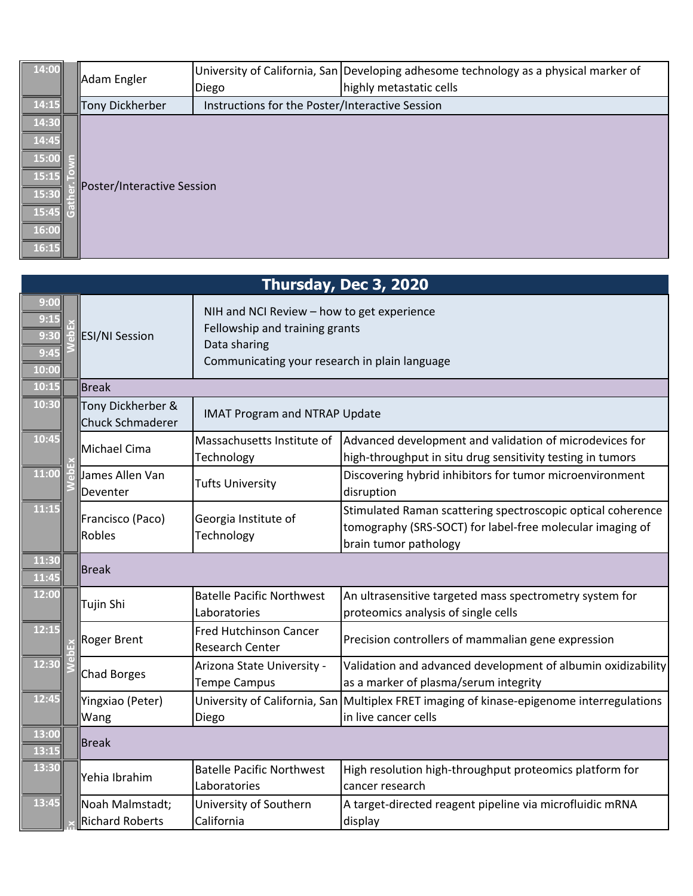| Time | Platform | Speaker | Institution | Title |
|---|---|---|---|---|
| 14:00 | | Adam Engler | University of California, San Diego | Developing adhesome technology as a physical marker of highly metastatic cells |
| 14:15 | | Tony Dickherber | Instructions for the Poster/Interactive Session | |
| 14:30 – 16:15 | Gather.Town | Poster/Interactive Session | | |

## Thursday, Dec 3, 2020

| Time | Platform | Speaker | Institution | Title |
|---|---|---|---|---|
| 9:00 – 10:00 | WebEx | ESI/NI Session | NIH and NCI Review – how to get experience<br>Fellowship and training grants<br>Data sharing<br>Communicating your research in plain language | |
| 10:15 | | Break | | |
| 10:30 | WebEx | Tony Dickherber & Chuck Schmaderer | IMAT Program and NTRAP Update | |
| 10:45 | WebEx | Michael Cima | Massachusetts Institute of Technology | Advanced development and validation of microdevices for high-throughput in situ drug sensitivity testing in tumors |
| 11:00 | WebEx | James Allen Van Deventer | Tufts University | Discovering hybrid inhibitors for tumor microenvironment disruption |
| 11:15 | WebEx | Francisco (Paco) Robles | Georgia Institute of Technology | Stimulated Raman scattering spectroscopic optical coherence tomography (SRS-SOCT) for label-free molecular imaging of brain tumor pathology |
| 11:30 – 11:45 | | Break | | |
| 12:00 | WebEx | Tujin Shi | Batelle Pacific Northwest Laboratories | An ultrasensitive targeted mass spectrometry system for proteomics analysis of single cells |
| 12:15 | WebEx | Roger Brent | Fred Hutchinson Cancer Research Center | Precision controllers of mammalian gene expression |
| 12:30 | WebEx | Chad Borges | Arizona State University - Tempe Campus | Validation and advanced development of albumin oxidizability as a marker of plasma/serum integrity |
| 12:45 | WebEx | Yingxiao (Peter) Wang | University of California, San Diego | Multiplex FRET imaging of kinase-epigenome interregulations in live cancer cells |
| 13:00 – 13:15 | | Break | | |
| 13:30 | WebEx | Yehia Ibrahim | Batelle Pacific Northwest Laboratories | High resolution high-throughput proteomics platform for cancer research |
| 13:45 | WebEx | Noah Malmstadt; Richard Roberts | University of Southern California | A target-directed reagent pipeline via microfluidic mRNA display |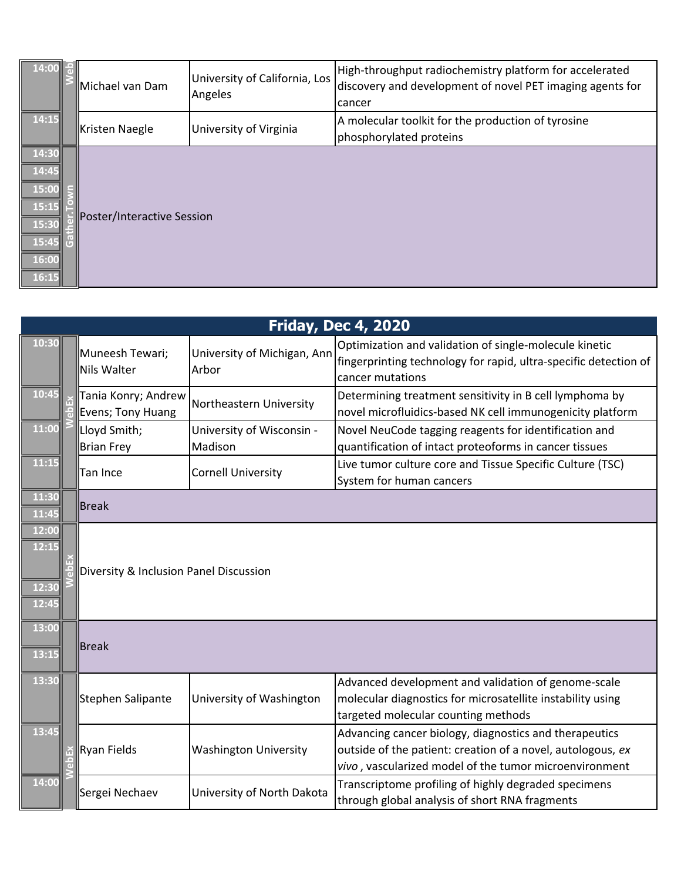| Time | Platform | Presenter | Institution | Title |
|---|---|---|---|---|
| 14:00 | Web | Michael van Dam | University of California, Los Angeles | High-throughput radiochemistry platform for accelerated discovery and development of novel PET imaging agents for cancer |
| 14:15 | | Kristen Naegle | University of Virginia | A molecular toolkit for the production of tyrosine phosphorylated proteins |
| 14:30 | Gather.Town | Poster/Interactive Session | | |
| 14:45 | | | | |
| 15:00 | | | | |
| 15:15 | | | | |
| 15:30 | | | | |
| 15:45 | | | | |
| 16:00 | | | | |
| 16:15 | | | | |

## Friday, Dec 4, 2020

| Time | Platform | Presenter | Institution | Title |
|---|---|---|---|---|
| 10:30 | WebEx | Muneesh Tewari; Nils Walter | University of Michigan, Ann Arbor | Optimization and validation of single-molecule kinetic fingerprinting technology for rapid, ultra-specific detection of cancer mutations |
| 10:45 | | Tania Konry; Andrew Evens; Tony Huang | Northeastern University | Determining treatment sensitivity in B cell lymphoma by novel microfluidics-based NK cell immunogenicity platform |
| 11:00 | | Lloyd Smith; Brian Frey | University of Wisconsin - Madison | Novel NeuCode tagging reagents for identification and quantification of intact proteoforms in cancer tissues |
| 11:15 | | Tan Ince | Cornell University | Live tumor culture core and Tissue Specific Culture (TSC) System for human cancers |
| 11:30 | | Break | | |
| 11:45 | | | | |
| 12:00 | WebEx | Diversity & Inclusion Panel Discussion | | |
| 12:15 | | | | |
| 12:30 | | | | |
| 12:45 | | | | |
| 13:00 | | Break | | |
| 13:15 | | | | |
| 13:30 | WebEx | Stephen Salipante | University of Washington | Advanced development and validation of genome-scale molecular diagnostics for microsatellite instability using targeted molecular counting methods |
| 13:45 | | Ryan Fields | Washington University | Advancing cancer biology, diagnostics and therapeutics outside of the patient: creation of a novel, autologous, *ex vivo*, vascularized model of the tumor microenvironment |
| 14:00 | | Sergei Nechaev | University of North Dakota | Transcriptome profiling of highly degraded specimens through global analysis of short RNA fragments |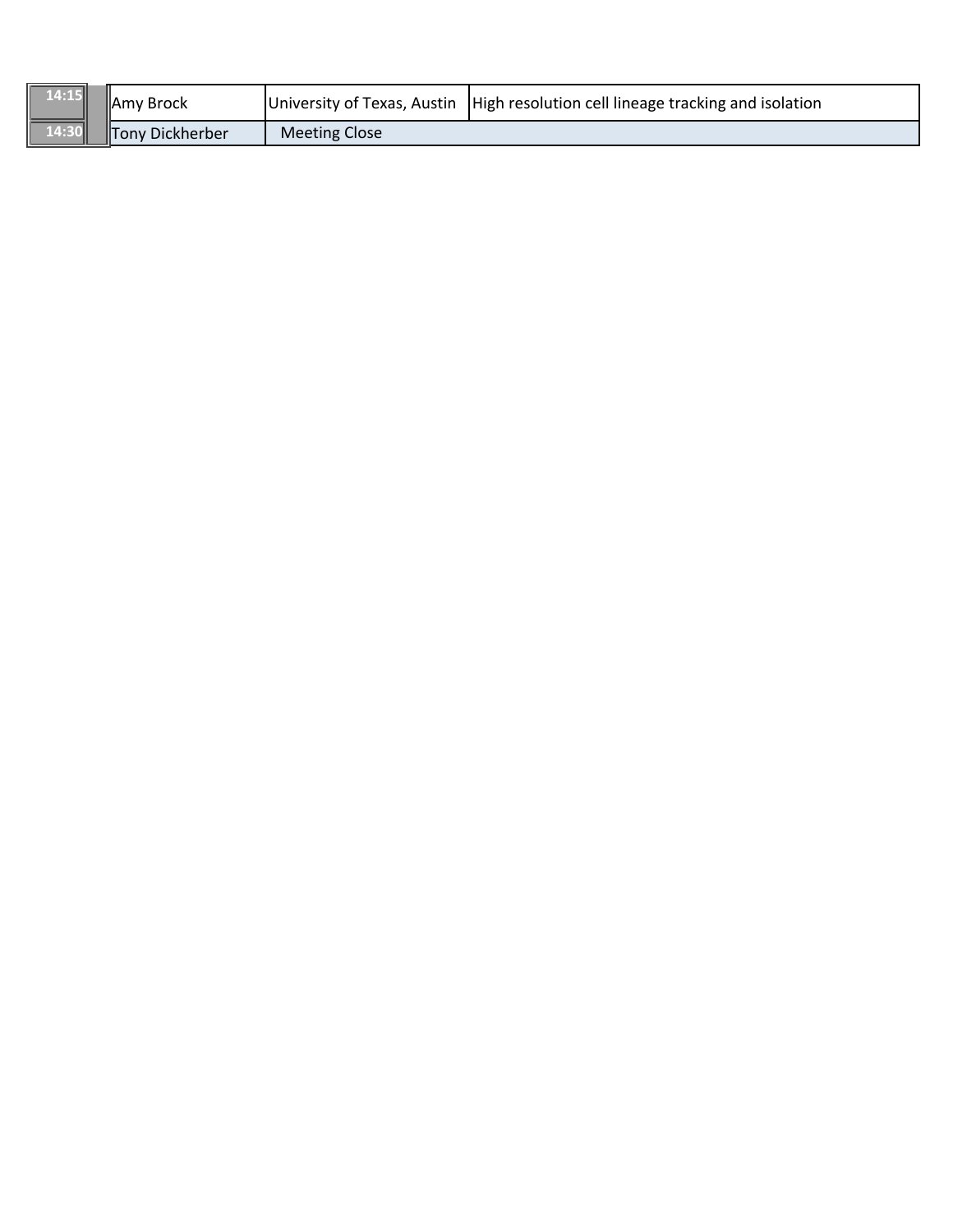| | | | |
|---|---|---|---|
| 14:15 | Amy Brock | University of Texas, Austin | High resolution cell lineage tracking and isolation |
| 14:30 | Tony Dickherber | Meeting Close | |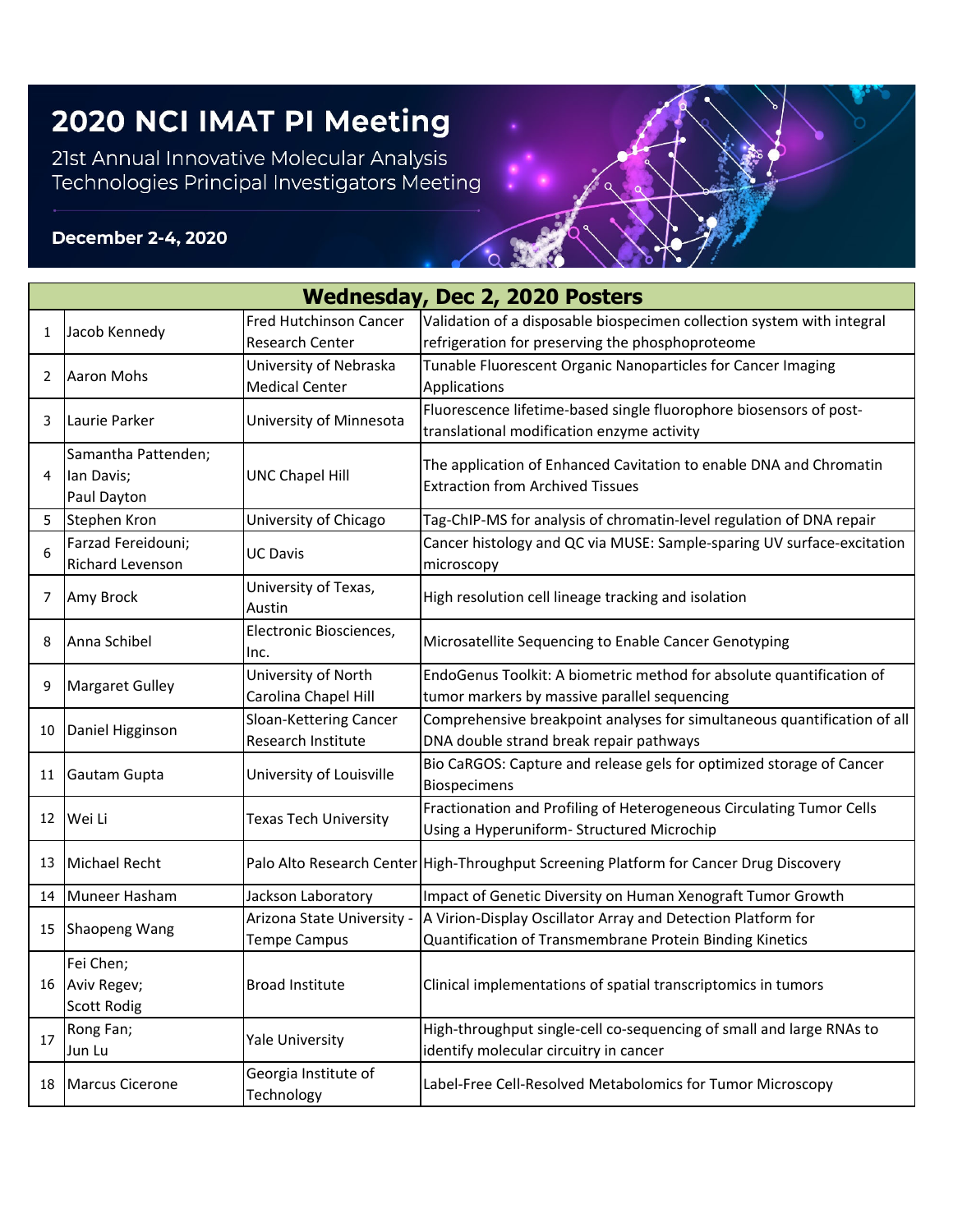# 2020 NCI IMAT PI Meeting

21st Annual Innovative Molecular Analysis Technologies Principal Investigators Meeting

**December 2-4, 2020**

| Wednesday, Dec 2, 2020 Posters | | | |
|---|---|---|---|
| 1 | Jacob Kennedy | Fred Hutchinson Cancer Research Center | Validation of a disposable biospecimen collection system with integral refrigeration for preserving the phosphoproteome |
| 2 | Aaron Mohs | University of Nebraska Medical Center | Tunable Fluorescent Organic Nanoparticles for Cancer Imaging Applications |
| 3 | Laurie Parker | University of Minnesota | Fluorescence lifetime-based single fluorophore biosensors of post-translational modification enzyme activity |
| 4 | Samantha Pattenden; Ian Davis; Paul Dayton | UNC Chapel Hill | The application of Enhanced Cavitation to enable DNA and Chromatin Extraction from Archived Tissues |
| 5 | Stephen Kron | University of Chicago | Tag-ChIP-MS for analysis of chromatin-level regulation of DNA repair |
| 6 | Farzad Fereidouni; Richard Levenson | UC Davis | Cancer histology and QC via MUSE: Sample-sparing UV surface-excitation microscopy |
| 7 | Amy Brock | University of Texas, Austin | High resolution cell lineage tracking and isolation |
| 8 | Anna Schibel | Electronic Biosciences, Inc. | Microsatellite Sequencing to Enable Cancer Genotyping |
| 9 | Margaret Gulley | University of North Carolina Chapel Hill | EndoGenus Toolkit: A biometric method for absolute quantification of tumor markers by massive parallel sequencing |
| 10 | Daniel Higginson | Sloan-Kettering Cancer Research Institute | Comprehensive breakpoint analyses for simultaneous quantification of all DNA double strand break repair pathways |
| 11 | Gautam Gupta | University of Louisville | Bio CaRGOS: Capture and release gels for optimized storage of Cancer Biospecimens |
| 12 | Wei Li | Texas Tech University | Fractionation and Profiling of Heterogeneous Circulating Tumor Cells Using a Hyperuniform- Structured Microchip |
| 13 | Michael Recht | Palo Alto Research Center | High-Throughput Screening Platform for Cancer Drug Discovery |
| 14 | Muneer Hasham | Jackson Laboratory | Impact of Genetic Diversity on Human Xenograft Tumor Growth |
| 15 | Shaopeng Wang | Arizona State University - Tempe Campus | A Virion-Display Oscillator Array and Detection Platform for Quantification of Transmembrane Protein Binding Kinetics |
| 16 | Fei Chen; Aviv Regev; Scott Rodig | Broad Institute | Clinical implementations of spatial transcriptomics in tumors |
| 17 | Rong Fan; Jun Lu | Yale University | High-throughput single-cell co-sequencing of small and large RNAs to identify molecular circuitry in cancer |
| 18 | Marcus Cicerone | Georgia Institute of Technology | Label-Free Cell-Resolved Metabolomics for Tumor Microscopy |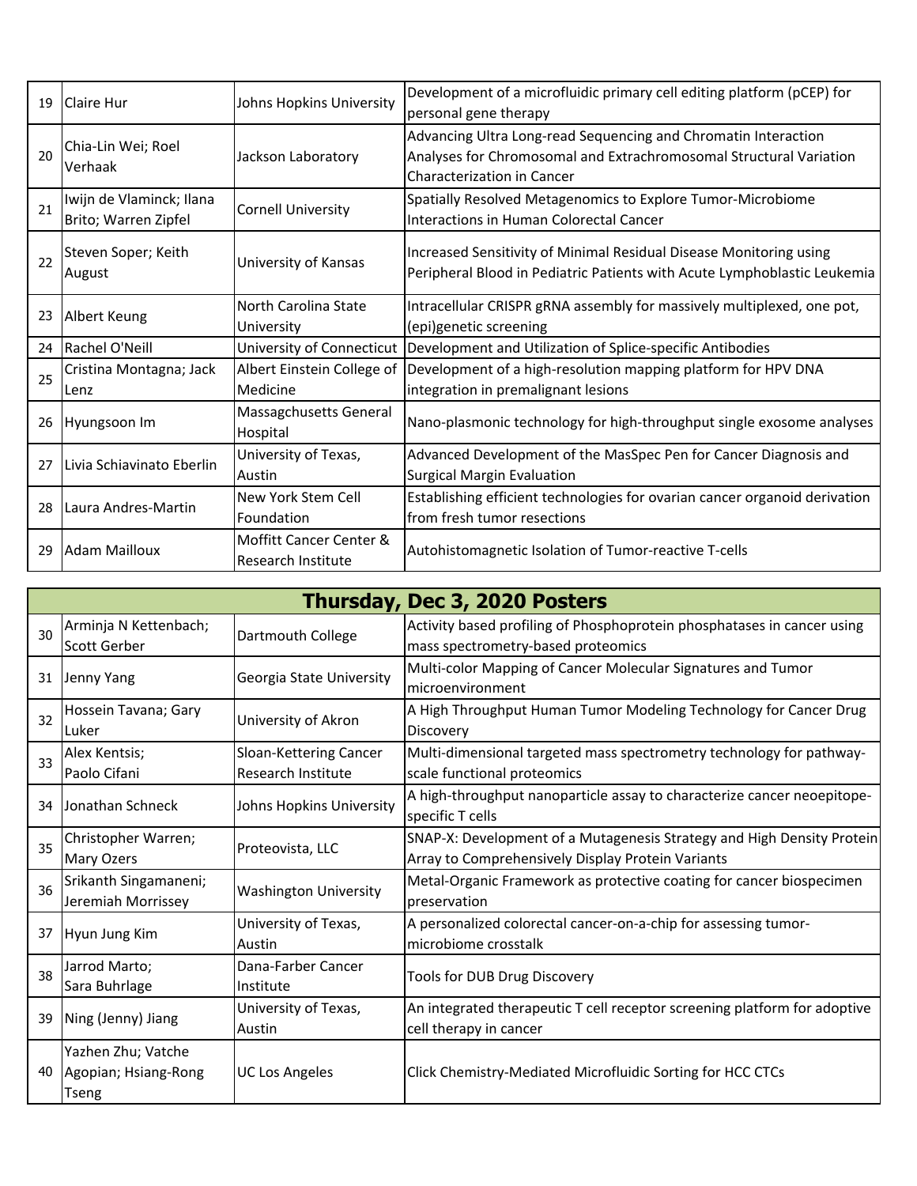| | | | |
|---|---|---|---|
| 19 | Claire Hur | Johns Hopkins University | Development of a microfluidic primary cell editing platform (pCEP) for personal gene therapy |
| 20 | Chia-Lin Wei; Roel Verhaak | Jackson Laboratory | Advancing Ultra Long-read Sequencing and Chromatin Interaction Analyses for Chromosomal and Extrachromosomal Structural Variation Characterization in Cancer |
| 21 | Iwijn de Vlaminck; Ilana Brito; Warren Zipfel | Cornell University | Spatially Resolved Metagenomics to Explore Tumor-Microbiome Interactions in Human Colorectal Cancer |
| 22 | Steven Soper; Keith August | University of Kansas | Increased Sensitivity of Minimal Residual Disease Monitoring using Peripheral Blood in Pediatric Patients with Acute Lymphoblastic Leukemia |
| 23 | Albert Keung | North Carolina State University | Intracellular CRISPR gRNA assembly for massively multiplexed, one pot, (epi)genetic screening |
| 24 | Rachel O'Neill | University of Connecticut | Development and Utilization of Splice-specific Antibodies |
| 25 | Cristina Montagna; Jack Lenz | Albert Einstein College of Medicine | Development of a high-resolution mapping platform for HPV DNA integration in premalignant lesions |
| 26 | Hyungsoon Im | Massagchusetts General Hospital | Nano-plasmonic technology for high-throughput single exosome analyses |
| 27 | Livia Schiavinato Eberlin | University of Texas, Austin | Advanced Development of the MasSpec Pen for Cancer Diagnosis and Surgical Margin Evaluation |
| 28 | Laura Andres-Martin | New York Stem Cell Foundation | Establishing efficient technologies for ovarian cancer organoid derivation from fresh tumor resections |
| 29 | Adam Mailloux | Moffitt Cancer Center & Research Institute | Autohistomagnetic Isolation of Tumor-reactive T-cells |

| **Thursday, Dec 3, 2020 Posters** | | | |
|---|---|---|---|
| 30 | Arminja N Kettenbach; Scott Gerber | Dartmouth College | Activity based profiling of Phosphoprotein phosphatases in cancer using mass spectrometry-based proteomics |
| 31 | Jenny Yang | Georgia State University | Multi-color Mapping of Cancer Molecular Signatures and Tumor microenvironment |
| 32 | Hossein Tavana; Gary Luker | University of Akron | A High Throughput Human Tumor Modeling Technology for Cancer Drug Discovery |
| 33 | Alex Kentsis; Paolo Cifani | Sloan-Kettering Cancer Research Institute | Multi-dimensional targeted mass spectrometry technology for pathway-scale functional proteomics |
| 34 | Jonathan Schneck | Johns Hopkins University | A high-throughput nanoparticle assay to characterize cancer neoepitope-specific T cells |
| 35 | Christopher Warren; Mary Ozers | Proteovista, LLC | SNAP-X: Development of a Mutagenesis Strategy and High Density Protein Array to Comprehensively Display Protein Variants |
| 36 | Srikanth Singamaneni; Jeremiah Morrissey | Washington University | Metal-Organic Framework as protective coating for cancer biospecimen preservation |
| 37 | Hyun Jung Kim | University of Texas, Austin | A personalized colorectal cancer-on-a-chip for assessing tumor-microbiome crosstalk |
| 38 | Jarrod Marto; Sara Buhrlage | Dana-Farber Cancer Institute | Tools for DUB Drug Discovery |
| 39 | Ning (Jenny) Jiang | University of Texas, Austin | An integrated therapeutic T cell receptor screening platform for adoptive cell therapy in cancer |
| 40 | Yazhen Zhu; Vatche Agopian; Hsiang-Rong Tseng | UC Los Angeles | Click Chemistry-Mediated Microfluidic Sorting for HCC CTCs |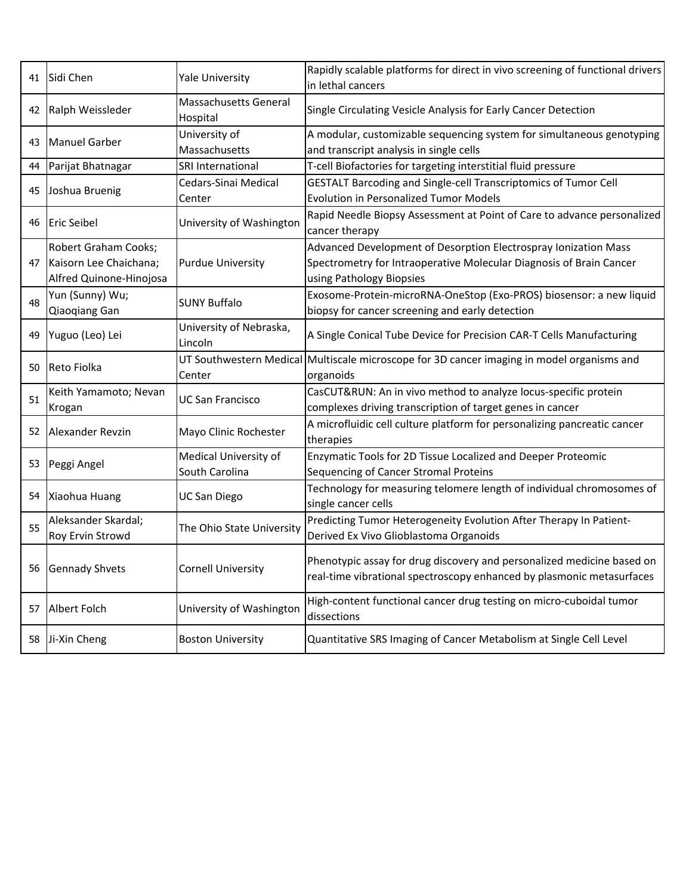| | | | |
|---|---|---|---|
| 41 | Sidi Chen | Yale University | Rapidly scalable platforms for direct in vivo screening of functional drivers in lethal cancers |
| 42 | Ralph Weissleder | Massachusetts General Hospital | Single Circulating Vesicle Analysis for Early Cancer Detection |
| 43 | Manuel Garber | University of Massachusetts | A modular, customizable sequencing system for simultaneous genotyping and transcript analysis in single cells |
| 44 | Parijat Bhatnagar | SRI International | T-cell Biofactories for targeting interstitial fluid pressure |
| 45 | Joshua Bruenig | Cedars-Sinai Medical Center | GESTALT Barcoding and Single-cell Transcriptomics of Tumor Cell Evolution in Personalized Tumor Models |
| 46 | Eric Seibel | University of Washington | Rapid Needle Biopsy Assessment at Point of Care to advance personalized cancer therapy |
| 47 | Robert Graham Cooks; Kaisorn Lee Chaichana; Alfred Quinone-Hinojosa | Purdue University | Advanced Development of Desorption Electrospray Ionization Mass Spectrometry for Intraoperative Molecular Diagnosis of Brain Cancer using Pathology Biopsies |
| 48 | Yun (Sunny) Wu; Qiaoqiang Gan | SUNY Buffalo | Exosome-Protein-microRNA-OneStop (Exo-PROS) biosensor: a new liquid biopsy for cancer screening and early detection |
| 49 | Yuguo (Leo) Lei | University of Nebraska, Lincoln | A Single Conical Tube Device for Precision CAR-T Cells Manufacturing |
| 50 | Reto Fiolka | UT Southwestern Medical Center | Multiscale microscope for 3D cancer imaging in model organisms and organoids |
| 51 | Keith Yamamoto; Nevan Krogan | UC San Francisco | CasCUT&RUN: An in vivo method to analyze locus-specific protein complexes driving transcription of target genes in cancer |
| 52 | Alexander Revzin | Mayo Clinic Rochester | A microfluidic cell culture platform for personalizing pancreatic cancer therapies |
| 53 | Peggi Angel | Medical University of South Carolina | Enzymatic Tools for 2D Tissue Localized and Deeper Proteomic Sequencing of Cancer Stromal Proteins |
| 54 | Xiaohua Huang | UC San Diego | Technology for measuring telomere length of individual chromosomes of single cancer cells |
| 55 | Aleksander Skardal; Roy Ervin Strowd | The Ohio State University | Predicting Tumor Heterogeneity Evolution After Therapy In Patient-Derived Ex Vivo Glioblastoma Organoids |
| 56 | Gennady Shvets | Cornell University | Phenotypic assay for drug discovery and personalized medicine based on real-time vibrational spectroscopy enhanced by plasmonic metasurfaces |
| 57 | Albert Folch | University of Washington | High-content functional cancer drug testing on micro-cuboidal tumor dissections |
| 58 | Ji-Xin Cheng | Boston University | Quantitative SRS Imaging of Cancer Metabolism at Single Cell Level |